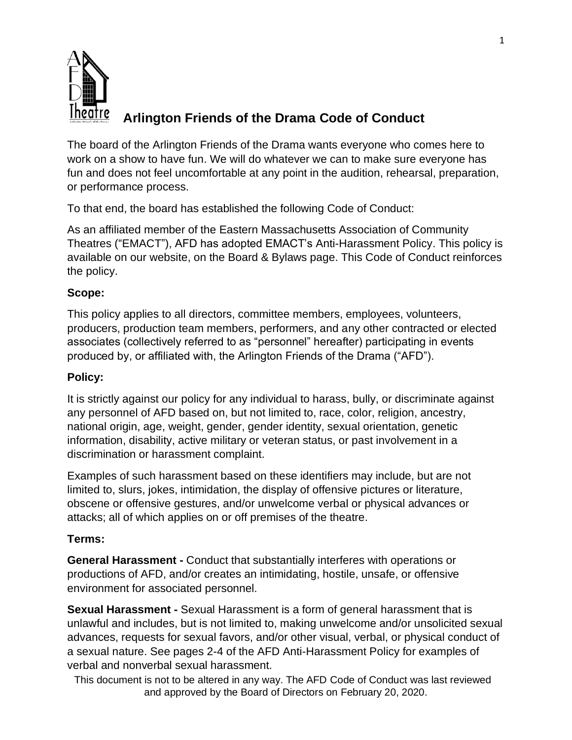# Arlington Friends of the Drama Code of Conduct

The board of the Arlington Friends of the Drama wants everyone who comes here to work on a show to have fun. We will do whatever we can to make sure everyone has fun and does not feel uncomfortable at any point in the audition, rehearsal, preparation, or performance process.

To that end, the board has established the following Code of Conduct:

As an affiliated member of the Eastern Massachusetts Association of Community Theatres ("EMACT"), AFD has adopted EMACT's Anti-Harassment Policy. This policy is available on our website, on the Board & Bylaws page. This Code of Conduct reinforces the policy.

**Scope:**

This policy applies to all directors, committee members, employees, volunteers, producers, production team members, performers, and any other contracted or elected associates (collectively referred to as "personnel" hereafter) participating in events produced by, or affiliated with, the Arlington Friends of the Drama ("AFD").

**Policy:**

It is strictly against our policy for any individual to harass, bully, or discriminate against any personnel of AFD based on, but not limited to, race, color, religion, ancestry, national origin, age, weight, gender, gender identity, sexual orientation, genetic information, disability, active military or veteran status, or past involvement in a discrimination or harassment complaint.

Examples of such harassment based on these identifiers may include, but are not limited to, slurs, jokes, intimidation, the display of offensive pictures or literature, obscene or offensive gestures, and/or unwelcome verbal or physical advances or attacks; all of which applies on or off premises of the theatre.

**Terms:**

**General Harassment -** Conduct that substantially interferes with operations or productions of AFD, and/or creates an intimidating, hostile, unsafe, or offensive environment for associated personnel.

**Sexual Harassment -** Sexual Harassment is a form of general harassment that is unlawful and includes, but is not limited to, making unwelcome and/or unsolicited sexual advances, requests for sexual favors, and/or other visual, verbal, or physical conduct of a sexual nature. See pages 2-4 of the AFD Anti-Harassment Policy for examples of verbal and nonverbal sexual harassment.

This document is not to be altered in any way. The AFD Code of Conduct was last reviewed and approved by the Board of Directors on February 20, 2020.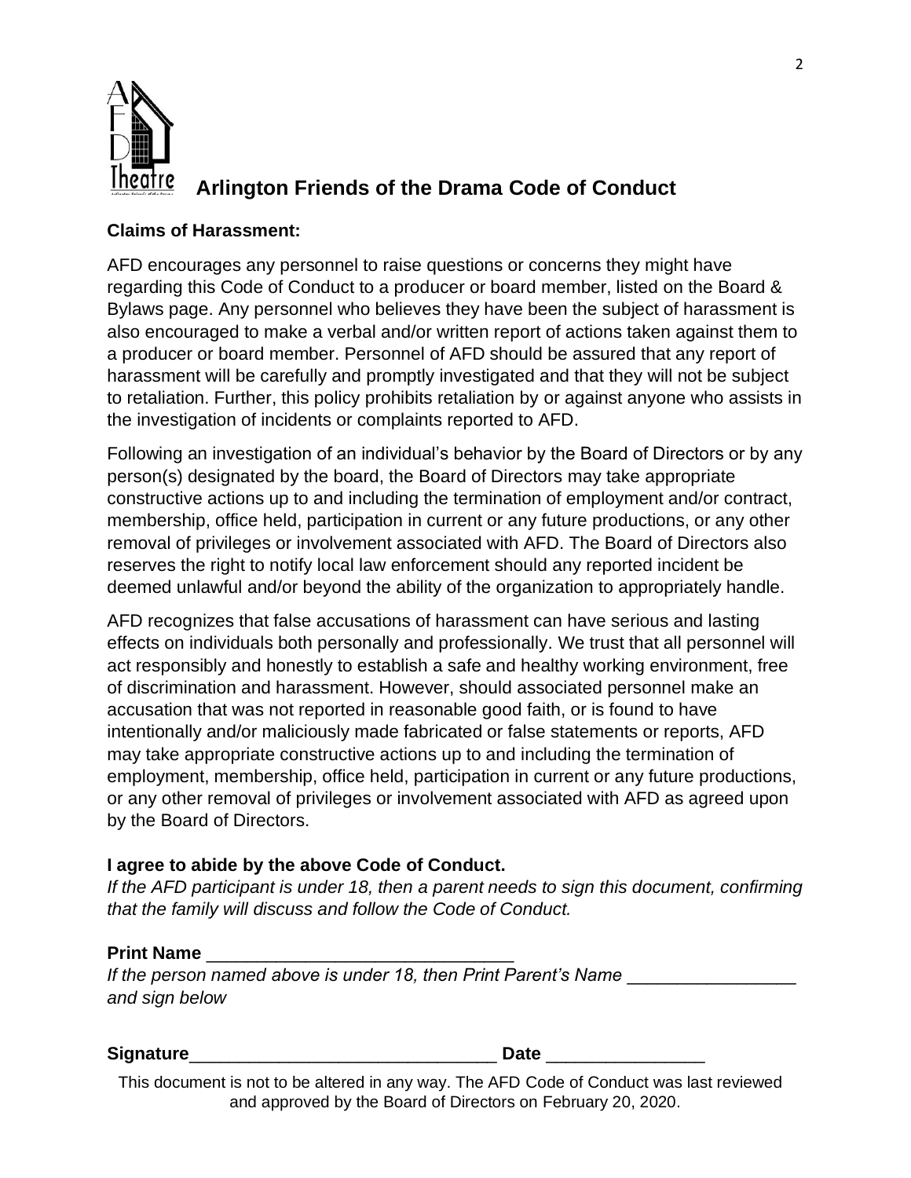# Arlington Friends of the Drama Code of Conduct

**Claims of Harassment:**

AFD encourages any personnel to raise questions or concerns they might have regarding this Code of Conduct to a producer or board member, listed on the Board & Bylaws page. Any personnel who believes they have been the subject of harassment is also encouraged to make a verbal and/or written report of actions taken against them to a producer or board member. Personnel of AFD should be assured that any report of harassment will be carefully and promptly investigated and that they will not be subject to retaliation. Further, this policy prohibits retaliation by or against anyone who assists in the investigation of incidents or complaints reported to AFD.

Following an investigation of an individual's behavior by the Board of Directors or by any person(s) designated by the board, the Board of Directors may take appropriate constructive actions up to and including the termination of employment and/or contract, membership, office held, participation in current or any future productions, or any other removal of privileges or involvement associated with AFD. The Board of Directors also reserves the right to notify local law enforcement should any reported incident be deemed unlawful and/or beyond the ability of the organization to appropriately handle.

AFD recognizes that false accusations of harassment can have serious and lasting effects on individuals both personally and professionally. We trust that all personnel will act responsibly and honestly to establish a safe and healthy working environment, free of discrimination and harassment. However, should associated personnel make an accusation that was not reported in reasonable good faith, or is found to have intentionally and/or maliciously made fabricated or false statements or reports, AFD may take appropriate constructive actions up to and including the termination of employment, membership, office held, participation in current or any future productions, or any other removal of privileges or involvement associated with AFD as agreed upon by the Board of Directors.

**I agree to abide by the above Code of Conduct.**
*If the AFD participant is under 18, then a parent needs to sign this document, confirming that the family will discuss and follow the Code of Conduct.*

**Print Name** ______________________________
*If the person named above is under 18, then Print Parent's Name* _________________ *and sign below*

**Signature**______________________________ **Date** _______________

This document is not to be altered in any way. The AFD Code of Conduct was last reviewed and approved by the Board of Directors on February 20, 2020.